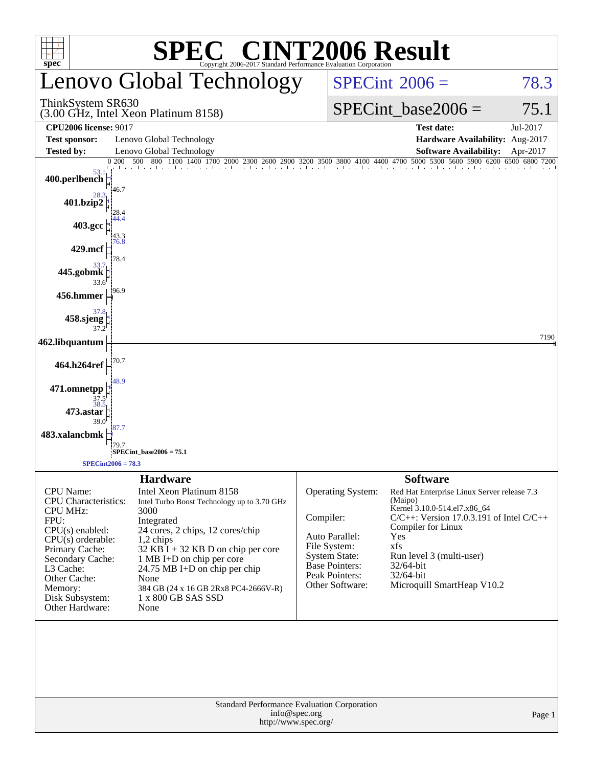# SPEC® CINT2006 Result

Copyright 2006-2017 Standard Performance Evaluation Corporation

## Lenovo Global Technology

ThinkSystem SR630
(3.00 GHz, Intel Xeon Platinum 8158)

SPECint 2006 = 78.3

SPECint_base2006 = 75.1

| | | | |
|---|---|---|---|
| **CPU2006 license:** 9017 | | **Test date:** | Jul-2017 |
| **Test sponsor:** | Lenovo Global Technology | **Hardware Availability:** | Aug-2017 |
| **Tested by:** | Lenovo Global Technology | **Software Availability:** | Apr-2017 |

| Benchmark | Peak | Base |
|---|---|---|
| 400.perlbench | 53.1 | 46.7 |
| 401.bzip2 | 28.3 | 28.4 |
| 403.gcc | 44.4 | 43.3 |
| 429.mcf | 76.8 | 78.4 |
| 445.gobmk | 33.7 | 33.6 |
| 456.hmmer | | 96.9 |
| 458.sjeng | 37.8 | 37.2 |
| 462.libquantum | | 7190 |
| 464.h264ref | | 70.7 |
| 471.omnetpp | 48.9 | 37.5 |
| 473.astar | 38.5 | 39.0 |
| 483.xalancbmk | 87.7 | 79.7 |

SPECint_base2006 = 75.1

SPECint2006 = 78.3

## Hardware

| | |
|---|---|
| CPU Name: | Intel Xeon Platinum 8158 |
| CPU Characteristics: | Intel Turbo Boost Technology up to 3.70 GHz |
| CPU MHz: | 3000 |
| FPU: | Integrated |
| CPU(s) enabled: | 24 cores, 2 chips, 12 cores/chip |
| CPU(s) orderable: | 1,2 chips |
| Primary Cache: | 32 KB I + 32 KB D on chip per core |
| Secondary Cache: | 1 MB I+D on chip per core |
| L3 Cache: | 24.75 MB I+D on chip per chip |
| Other Cache: | None |
| Memory: | 384 GB (24 x 16 GB 2Rx8 PC4-2666V-R) |
| Disk Subsystem: | 1 x 800 GB SAS SSD |
| Other Hardware: | None |

## Software

| | |
|---|---|
| Operating System: | Red Hat Enterprise Linux Server release 7.3 (Maipo) Kernel 3.10.0-514.el7.x86_64 |
| Compiler: | C/C++: Version 17.0.3.191 of Intel C/C++ Compiler for Linux |
| Auto Parallel: | Yes |
| File System: | xfs |
| System State: | Run level 3 (multi-user) |
| Base Pointers: | 32/64-bit |
| Peak Pointers: | 32/64-bit |
| Other Software: | Microquill SmartHeap V10.2 |

Standard Performance Evaluation Corporation
info@spec.org
http://www.spec.org/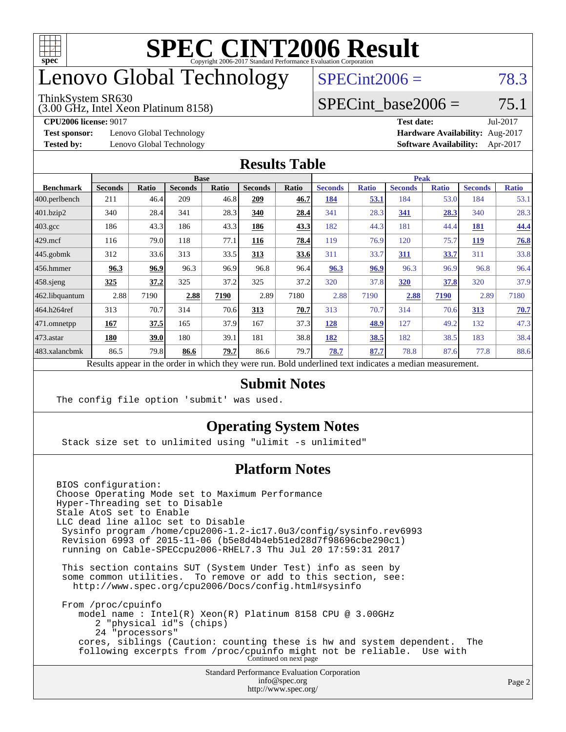# SPEC CINT2006 Result

Copyright 2006-2017 Standard Performance Evaluation Corporation

# Lenovo Global Technology

ThinkSystem SR630
(3.00 GHz, Intel Xeon Platinum 8158)

SPECint2006 = 78.3

SPECint_base2006 = 75.1

**CPU2006 license:** 9017
**Test sponsor:** Lenovo Global Technology
**Tested by:** Lenovo Global Technology

**Test date:** Jul-2017
**Hardware Availability:** Aug-2017
**Software Availability:** Apr-2017

## Results Table

| | Base | | | | | | Peak | | | | | |
|---|---|---|---|---|---|---|---|---|---|---|---|---|
| **Benchmark** | **Seconds** | **Ratio** | **Seconds** | **Ratio** | **Seconds** | **Ratio** | **Seconds** | **Ratio** | **Seconds** | **Ratio** | **Seconds** | **Ratio** |
| 400.perlbench | 211 | 46.4 | 209 | 46.8 | **209** | **46.7** | **184** | **53.1** | 184 | 53.0 | 184 | 53.1 |
| 401.bzip2 | 340 | 28.4 | 341 | 28.3 | **340** | **28.4** | 341 | 28.3 | **341** | **28.3** | 340 | 28.3 |
| 403.gcc | 186 | 43.3 | 186 | 43.3 | **186** | **43.3** | 182 | 44.3 | 181 | 44.4 | **181** | **44.4** |
| 429.mcf | 116 | 79.0 | 118 | 77.1 | **116** | **78.4** | 119 | 76.9 | 120 | 75.7 | **119** | **76.8** |
| 445.gobmk | 312 | 33.6 | 313 | 33.5 | **313** | **33.6** | 311 | 33.7 | **311** | **33.7** | 311 | 33.8 |
| 456.hmmer | **96.3** | **96.9** | 96.3 | 96.9 | 96.8 | 96.4 | **96.3** | **96.9** | 96.3 | 96.9 | 96.8 | 96.4 |
| 458.sjeng | **325** | **37.2** | 325 | 37.2 | 325 | 37.2 | 320 | 37.8 | **320** | **37.8** | 320 | 37.9 |
| 462.libquantum | 2.88 | 7190 | **2.88** | **7190** | 2.89 | 7180 | 2.88 | 7190 | **2.88** | **7190** | 2.89 | 7180 |
| 464.h264ref | 313 | 70.7 | 314 | 70.6 | **313** | **70.7** | 313 | 70.7 | 314 | 70.6 | **313** | **70.7** |
| 471.omnetpp | **167** | **37.5** | 165 | 37.9 | 167 | 37.3 | **128** | **48.9** | 127 | 49.2 | 132 | 47.3 |
| 473.astar | **180** | **39.0** | 180 | 39.1 | 181 | 38.8 | **182** | **38.5** | 182 | 38.5 | 183 | 38.4 |
| 483.xalancbmk | 86.5 | 79.8 | **86.6** | **79.7** | 86.6 | 79.7 | **78.7** | **87.7** | 78.8 | 87.6 | 77.8 | 88.6 |

Results appear in the order in which they were run. Bold underlined text indicates a median measurement.

## Submit Notes

```
The config file option 'submit' was used.
```

## Operating System Notes

```
Stack size set to unlimited using "ulimit -s unlimited"
```

## Platform Notes

```
BIOS configuration:
Choose Operating Mode set to Maximum Performance
Hyper-Threading set to Disable
Stale AtoS set to Enable
LLC dead line alloc set to Disable
 Sysinfo program /home/cpu2006-1.2-ic17.0u3/config/sysinfo.rev6993
 Revision 6993 of 2015-11-06 (b5e8d4b4eb51ed28d7f98696cbe290c1)
 running on Cable-SPECcpu2006-RHEL7.3 Thu Jul 20 17:59:31 2017

 This section contains SUT (System Under Test) info as seen by
 some common utilities.  To remove or add to this section, see:
   http://www.spec.org/cpu2006/Docs/config.html#sysinfo

 From /proc/cpuinfo
    model name : Intel(R) Xeon(R) Platinum 8158 CPU @ 3.00GHz
       2 "physical id"s (chips)
       24 "processors"
    cores, siblings (Caution: counting these is hw and system dependent.  The
    following excerpts from /proc/cpuinfo might not be reliable.  Use with
```

Continued on next page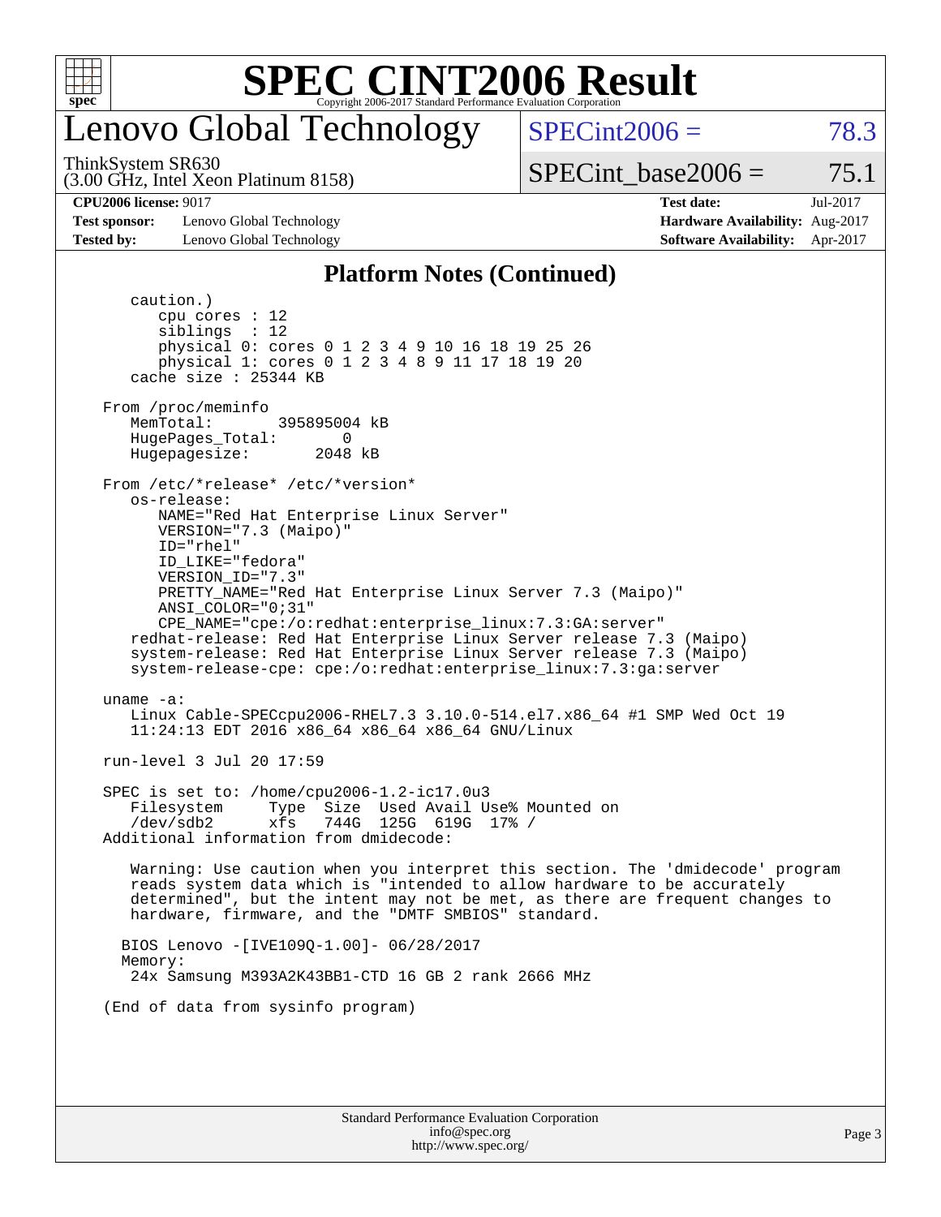## Platform Notes (Continued)

```
      caution.)
         cpu cores : 12
         siblings  : 12
         physical 0: cores 0 1 2 3 4 9 10 16 18 19 25 26
         physical 1: cores 0 1 2 3 4 8 9 11 17 18 19 20
      cache size : 25344 KB

   From /proc/meminfo
      MemTotal:       395895004 kB
      HugePages_Total:       0
      Hugepagesize:       2048 kB

   From /etc/*release* /etc/*version*
      os-release:
         NAME="Red Hat Enterprise Linux Server"
         VERSION="7.3 (Maipo)"
         ID="rhel"
         ID_LIKE="fedora"
         VERSION_ID="7.3"
         PRETTY_NAME="Red Hat Enterprise Linux Server 7.3 (Maipo)"
         ANSI_COLOR="0;31"
         CPE_NAME="cpe:/o:redhat:enterprise_linux:7.3:GA:server"
      redhat-release: Red Hat Enterprise Linux Server release 7.3 (Maipo)
      system-release: Red Hat Enterprise Linux Server release 7.3 (Maipo)
      system-release-cpe: cpe:/o:redhat:enterprise_linux:7.3:ga:server

   uname -a:
      Linux Cable-SPECcpu2006-RHEL7.3 3.10.0-514.el7.x86_64 #1 SMP Wed Oct 19
      11:24:13 EDT 2016 x86_64 x86_64 x86_64 GNU/Linux

   run-level 3 Jul 20 17:59

   SPEC is set to: /home/cpu2006-1.2-ic17.0u3
      Filesystem     Type  Size  Used Avail Use% Mounted on
      /dev/sdb2      xfs   744G  125G  619G  17% /
   Additional information from dmidecode:

      Warning: Use caution when you interpret this section. The 'dmidecode' program
      reads system data which is "intended to allow hardware to be accurately
      determined", but the intent may not be met, as there are frequent changes to
      hardware, firmware, and the "DMTF SMBIOS" standard.

     BIOS Lenovo -[IVE109Q-1.00]- 06/28/2017
     Memory:
      24x Samsung M393A2K43BB1-CTD 16 GB 2 rank 2666 MHz

   (End of data from sysinfo program)
```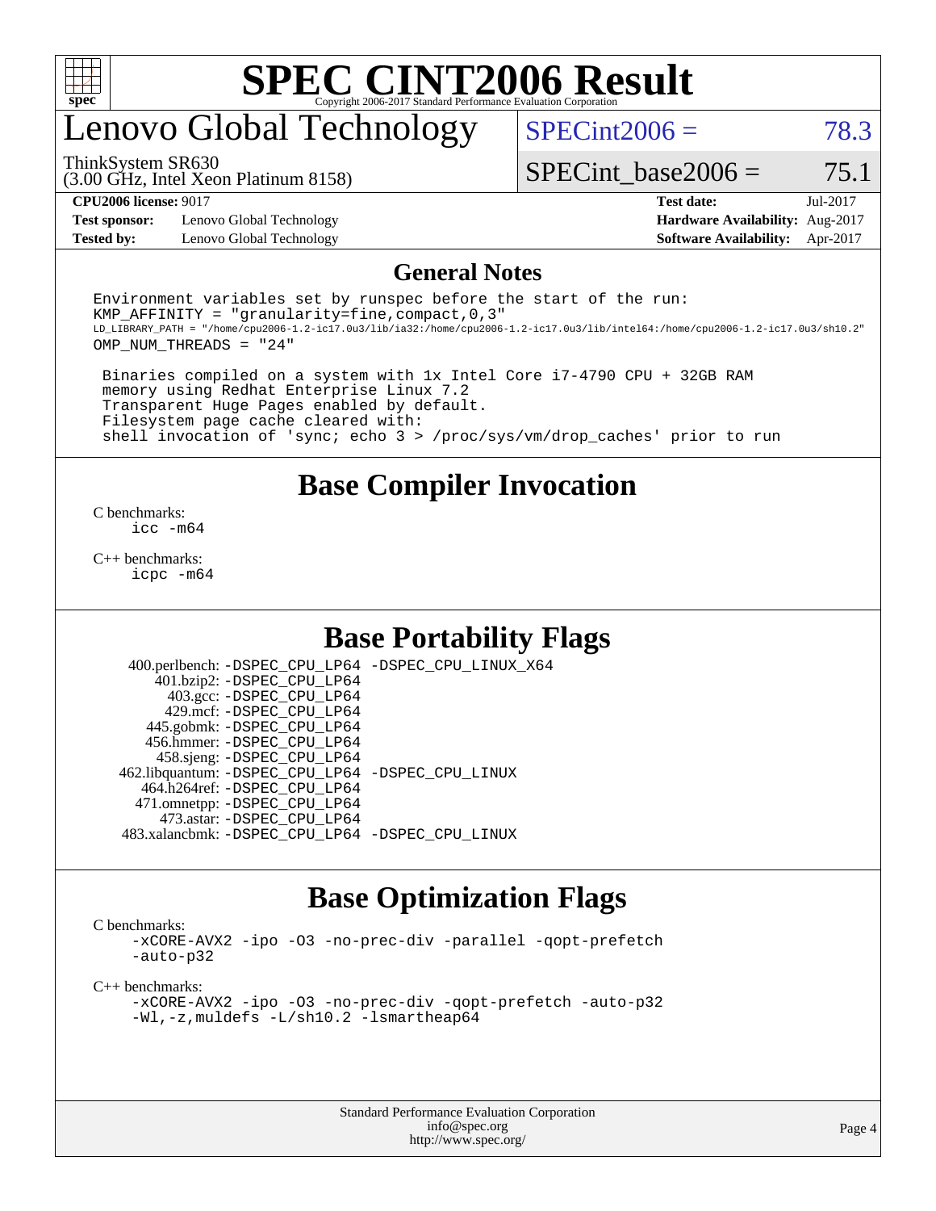# SPEC CINT2006 Result

Copyright 2006-2017 Standard Performance Evaluation Corporation

## Lenovo Global Technology

ThinkSystem SR630
(3.00 GHz, Intel Xeon Platinum 8158)

SPECint2006 = 78.3

SPECint_base2006 = 75.1

**CPU2006 license:** 9017
**Test sponsor:** Lenovo Global Technology
**Tested by:** Lenovo Global Technology

**Test date:** Jul-2017
**Hardware Availability:** Aug-2017
**Software Availability:** Apr-2017

## General Notes

```
Environment variables set by runspec before the start of the run:
KMP_AFFINITY = "granularity=fine,compact,0,3"
LD_LIBRARY_PATH = "/home/cpu2006-1.2-ic17.0u3/lib/ia32:/home/cpu2006-1.2-ic17.0u3/lib/intel64:/home/cpu2006-1.2-ic17.0u3/sh10.2"
OMP_NUM_THREADS = "24"

 Binaries compiled on a system with 1x Intel Core i7-4790 CPU + 32GB RAM
 memory using Redhat Enterprise Linux 7.2
 Transparent Huge Pages enabled by default.
 Filesystem page cache cleared with:
 shell invocation of 'sync; echo 3 > /proc/sys/vm/drop_caches' prior to run
```

## Base Compiler Invocation

C benchmarks:
icc -m64

C++ benchmarks:
icpc -m64

## Base Portability Flags

400.perlbench: -DSPEC_CPU_LP64 -DSPEC_CPU_LINUX_X64
401.bzip2: -DSPEC_CPU_LP64
403.gcc: -DSPEC_CPU_LP64
429.mcf: -DSPEC_CPU_LP64
445.gobmk: -DSPEC_CPU_LP64
456.hmmer: -DSPEC_CPU_LP64
458.sjeng: -DSPEC_CPU_LP64
462.libquantum: -DSPEC_CPU_LP64 -DSPEC_CPU_LINUX
464.h264ref: -DSPEC_CPU_LP64
471.omnetpp: -DSPEC_CPU_LP64
473.astar: -DSPEC_CPU_LP64
483.xalancbmk: -DSPEC_CPU_LP64 -DSPEC_CPU_LINUX

## Base Optimization Flags

C benchmarks:
-xCORE-AVX2 -ipo -O3 -no-prec-div -parallel -qopt-prefetch -auto-p32

C++ benchmarks:
-xCORE-AVX2 -ipo -O3 -no-prec-div -qopt-prefetch -auto-p32 -Wl,-z,muldefs -L/sh10.2 -lsmartheap64

Standard Performance Evaluation Corporation
info@spec.org
http://www.spec.org/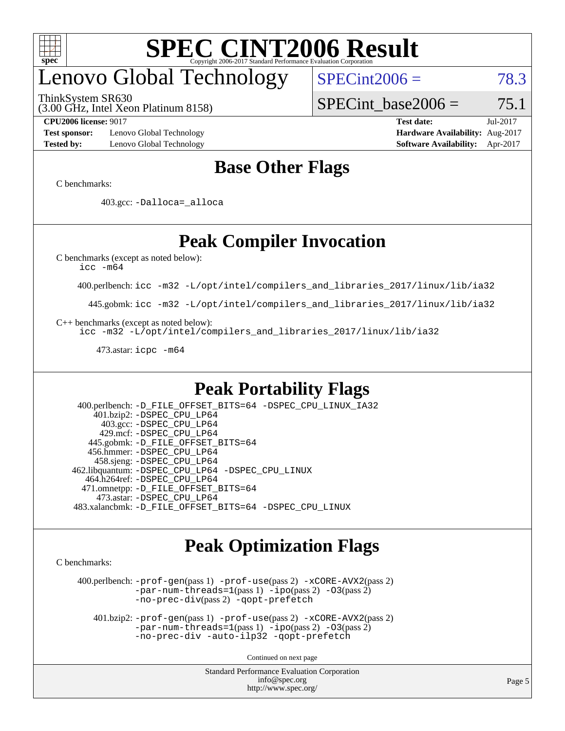# SPEC CINT2006 Result

## Lenovo Global Technology

ThinkSystem SR630
(3.00 GHz, Intel Xeon Platinum 8158)

SPECint2006 = 78.3

SPECint_base2006 = 75.1

**CPU2006 license:** 9017
**Test sponsor:** Lenovo Global Technology
**Tested by:** Lenovo Global Technology

**Test date:** Jul-2017
**Hardware Availability:** Aug-2017
**Software Availability:** Apr-2017

## Base Other Flags

C benchmarks:

403.gcc: -Dalloca=_alloca

## Peak Compiler Invocation

C benchmarks (except as noted below):
icc -m64

400.perlbench: icc -m32 -L/opt/intel/compilers_and_libraries_2017/linux/lib/ia32

445.gobmk: icc -m32 -L/opt/intel/compilers_and_libraries_2017/linux/lib/ia32

C++ benchmarks (except as noted below):
icc -m32 -L/opt/intel/compilers_and_libraries_2017/linux/lib/ia32

473.astar: icpc -m64

## Peak Portability Flags

400.perlbench: -D_FILE_OFFSET_BITS=64 -DSPEC_CPU_LINUX_IA32
401.bzip2: -DSPEC_CPU_LP64
403.gcc: -DSPEC_CPU_LP64
429.mcf: -DSPEC_CPU_LP64
445.gobmk: -D_FILE_OFFSET_BITS=64
456.hmmer: -DSPEC_CPU_LP64
458.sjeng: -DSPEC_CPU_LP64
462.libquantum: -DSPEC_CPU_LP64 -DSPEC_CPU_LINUX
464.h264ref: -DSPEC_CPU_LP64
471.omnetpp: -D_FILE_OFFSET_BITS=64
473.astar: -DSPEC_CPU_LP64
483.xalancbmk: -D_FILE_OFFSET_BITS=64 -DSPEC_CPU_LINUX

## Peak Optimization Flags

C benchmarks:

400.perlbench: -prof-gen(pass 1) -prof-use(pass 2) -xCORE-AVX2(pass 2) -par-num-threads=1(pass 1) -ipo(pass 2) -O3(pass 2) -no-prec-div(pass 2) -qopt-prefetch

401.bzip2: -prof-gen(pass 1) -prof-use(pass 2) -xCORE-AVX2(pass 2) -par-num-threads=1(pass 1) -ipo(pass 2) -O3(pass 2) -no-prec-div -auto-ilp32 -qopt-prefetch

Continued on next page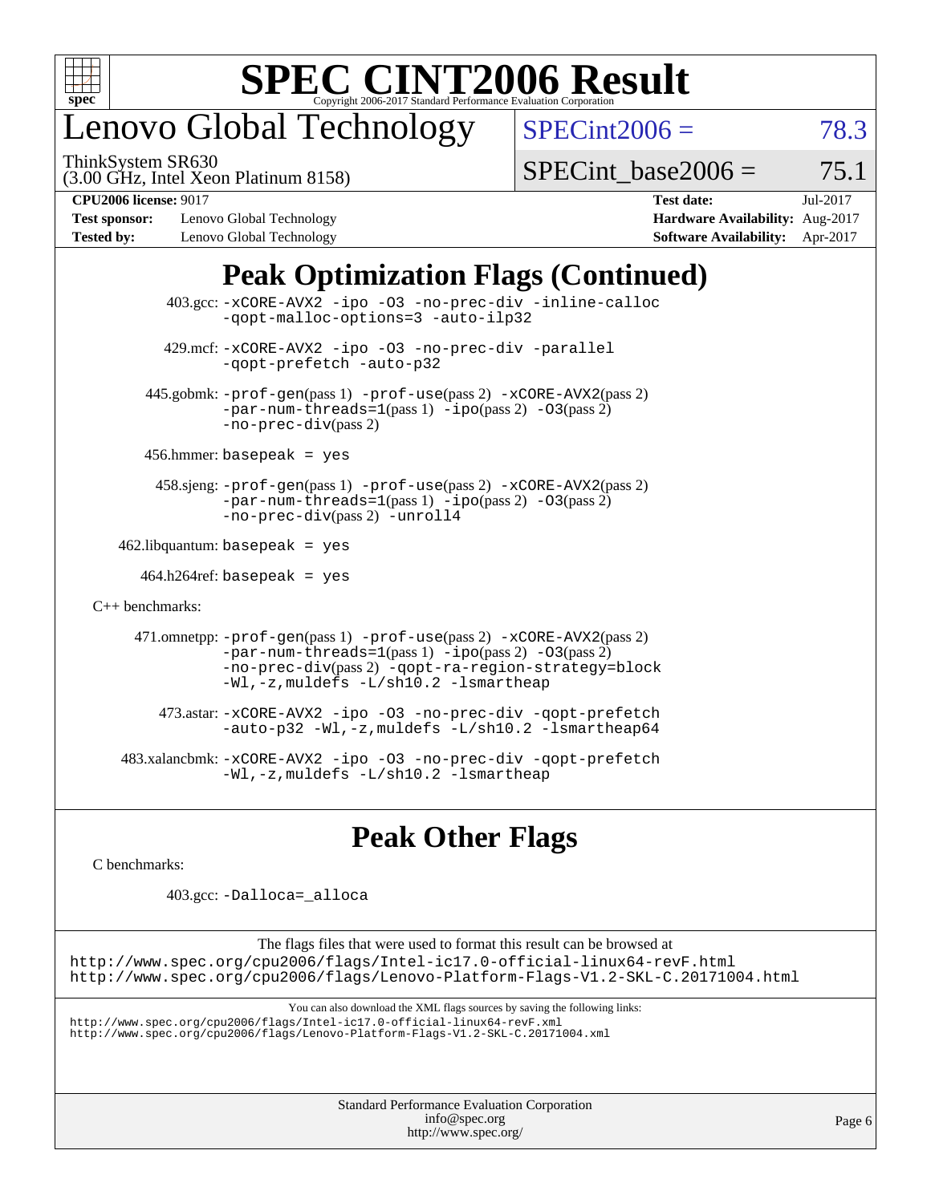# SPEC CINT2006 Result

Copyright 2006-2017 Standard Performance Evaluation Corporation

## Lenovo Global Technology

ThinkSystem SR630
(3.00 GHz, Intel Xeon Platinum 8158)

SPECint2006 = 78.3

SPECint_base2006 = 75.1

**CPU2006 license:** 9017
**Test sponsor:** Lenovo Global Technology
**Tested by:** Lenovo Global Technology

**Test date:** Jul-2017
**Hardware Availability:** Aug-2017
**Software Availability:** Apr-2017

## Peak Optimization Flags (Continued)

403.gcc: -xCORE-AVX2 -ipo -O3 -no-prec-div -inline-calloc -qopt-malloc-options=3 -auto-ilp32

429.mcf: -xCORE-AVX2 -ipo -O3 -no-prec-div -parallel -qopt-prefetch -auto-p32

445.gobmk: -prof-gen(pass 1) -prof-use(pass 2) -xCORE-AVX2(pass 2) -par-num-threads=1(pass 1) -ipo(pass 2) -O3(pass 2) -no-prec-div(pass 2)

456.hmmer: basepeak = yes

458.sjeng: -prof-gen(pass 1) -prof-use(pass 2) -xCORE-AVX2(pass 2) -par-num-threads=1(pass 1) -ipo(pass 2) -O3(pass 2) -no-prec-div(pass 2) -unroll4

462.libquantum: basepeak = yes

464.h264ref: basepeak = yes

C++ benchmarks:

471.omnetpp: -prof-gen(pass 1) -prof-use(pass 2) -xCORE-AVX2(pass 2) -par-num-threads=1(pass 1) -ipo(pass 2) -O3(pass 2) -no-prec-div(pass 2) -qopt-ra-region-strategy=block -Wl,-z,muldefs -L/sh10.2 -lsmartheap

473.astar: -xCORE-AVX2 -ipo -O3 -no-prec-div -qopt-prefetch -auto-p32 -Wl,-z,muldefs -L/sh10.2 -lsmartheap64

483.xalancbmk: -xCORE-AVX2 -ipo -O3 -no-prec-div -qopt-prefetch -Wl,-z,muldefs -L/sh10.2 -lsmartheap

## Peak Other Flags

C benchmarks:

403.gcc: -Dalloca=_alloca

The flags files that were used to format this result can be browsed at
http://www.spec.org/cpu2006/flags/Intel-ic17.0-official-linux64-revF.html
http://www.spec.org/cpu2006/flags/Lenovo-Platform-Flags-V1.2-SKL-C.20171004.html

You can also download the XML flags sources by saving the following links:
http://www.spec.org/cpu2006/flags/Intel-ic17.0-official-linux64-revF.xml
http://www.spec.org/cpu2006/flags/Lenovo-Platform-Flags-V1.2-SKL-C.20171004.xml

Standard Performance Evaluation Corporation
info@spec.org
http://www.spec.org/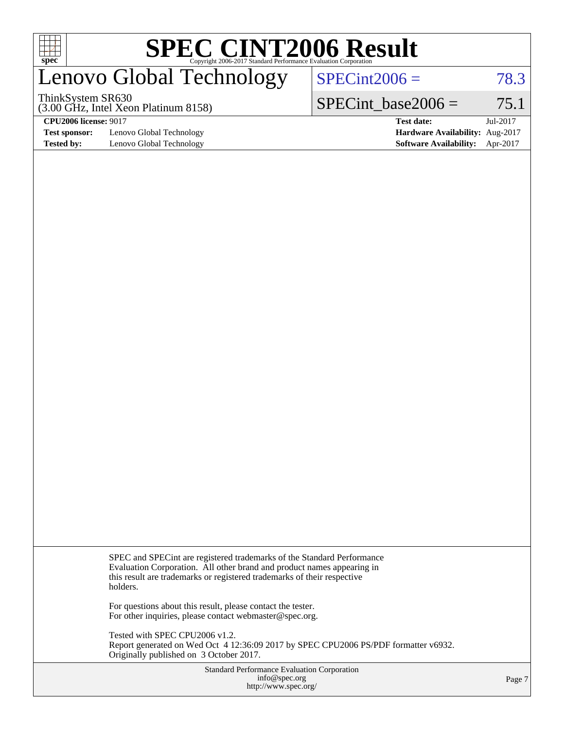SPEC and SPECint are registered trademarks of the Standard Performance Evaluation Corporation. All other brand and product names appearing in this result are trademarks or registered trademarks of their respective holders.

For questions about this result, please contact the tester.
For other inquiries, please contact webmaster@spec.org.

Tested with SPEC CPU2006 v1.2.
Report generated on Wed Oct 4 12:36:09 2017 by SPEC CPU2006 PS/PDF formatter v6932.
Originally published on 3 October 2017.